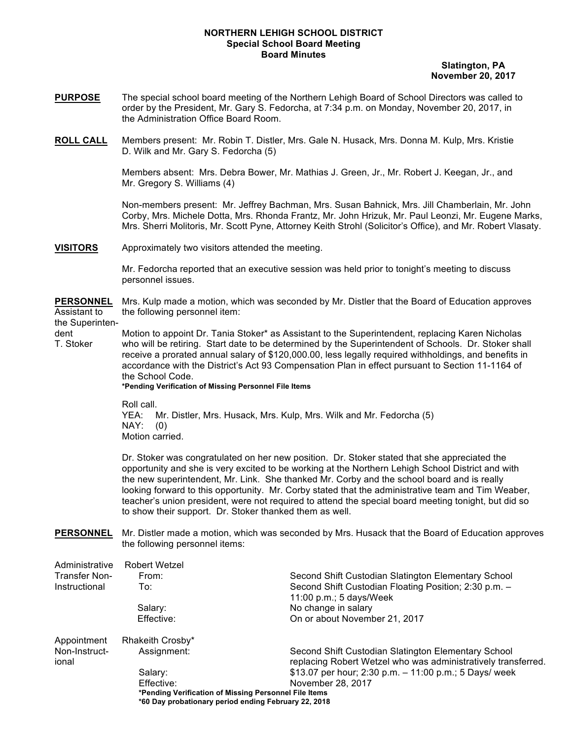**NORTHERN LEHIGH SCHOOL DISTRICT**
**Special School Board Meeting**
**Board Minutes**

**Slatington, PA**
**November 20, 2017**

**PURPOSE** The special school board meeting of the Northern Lehigh Board of School Directors was called to order by the President, Mr. Gary S. Fedorcha, at 7:34 p.m. on Monday, November 20, 2017, in the Administration Office Board Room.

**ROLL CALL** Members present: Mr. Robin T. Distler, Mrs. Gale N. Husack, Mrs. Donna M. Kulp, Mrs. Kristie D. Wilk and Mr. Gary S. Fedorcha (5)

Members absent: Mrs. Debra Bower, Mr. Mathias J. Green, Jr., Mr. Robert J. Keegan, Jr., and Mr. Gregory S. Williams (4)

Non-members present: Mr. Jeffrey Bachman, Mrs. Susan Bahnick, Mrs. Jill Chamberlain, Mr. John Corby, Mrs. Michele Dotta, Mrs. Rhonda Frantz, Mr. John Hrizuk, Mr. Paul Leonzi, Mr. Eugene Marks, Mrs. Sherri Molitoris, Mr. Scott Pyne, Attorney Keith Strohl (Solicitor's Office), and Mr. Robert Vlasaty.

**VISITORS** Approximately two visitors attended the meeting.

Mr. Fedorcha reported that an executive session was held prior to tonight's meeting to discuss personnel issues.

**PERSONNEL** Mrs. Kulp made a motion, which was seconded by Mr. Distler that the Board of Education approves the following personnel item:

Assistant to the Superintendent
T. Stoker

Motion to appoint Dr. Tania Stoker* as Assistant to the Superintendent, replacing Karen Nicholas who will be retiring. Start date to be determined by the Superintendent of Schools. Dr. Stoker shall receive a prorated annual salary of $120,000.00, less legally required withholdings, and benefits in accordance with the District's Act 93 Compensation Plan in effect pursuant to Section 11-1164 of the School Code.
***Pending Verification of Missing Personnel File Items**

Roll call.
YEA: Mr. Distler, Mrs. Husack, Mrs. Kulp, Mrs. Wilk and Mr. Fedorcha (5)
NAY: (0)
Motion carried.

Dr. Stoker was congratulated on her new position. Dr. Stoker stated that she appreciated the opportunity and she is very excited to be working at the Northern Lehigh School District and with the new superintendent, Mr. Link. She thanked Mr. Corby and the school board and is really looking forward to this opportunity. Mr. Corby stated that the administrative team and Tim Weaber, teacher's union president, were not required to attend the special board meeting tonight, but did so to show their support. Dr. Stoker thanked them as well.

**PERSONNEL** Mr. Distler made a motion, which was seconded by Mrs. Husack that the Board of Education approves the following personnel items:

Administrative Transfer Non-Instructional

Robert Wetzel
From: Second Shift Custodian Slatington Elementary School
To: Second Shift Custodian Floating Position; 2:30 p.m. – 11:00 p.m.; 5 days/Week
Salary: No change in salary
Effective: On or about November 21, 2017

Appointment Non-Instructional

Rhakeith Crosby*
Assignment: Second Shift Custodian Slatington Elementary School replacing Robert Wetzel who was administratively transferred.
Salary: $13.07 per hour; 2:30 p.m. – 11:00 p.m.; 5 Days/ week
Effective: November 28, 2017
***Pending Verification of Missing Personnel File Items**
***60 Day probationary period ending February 22, 2018**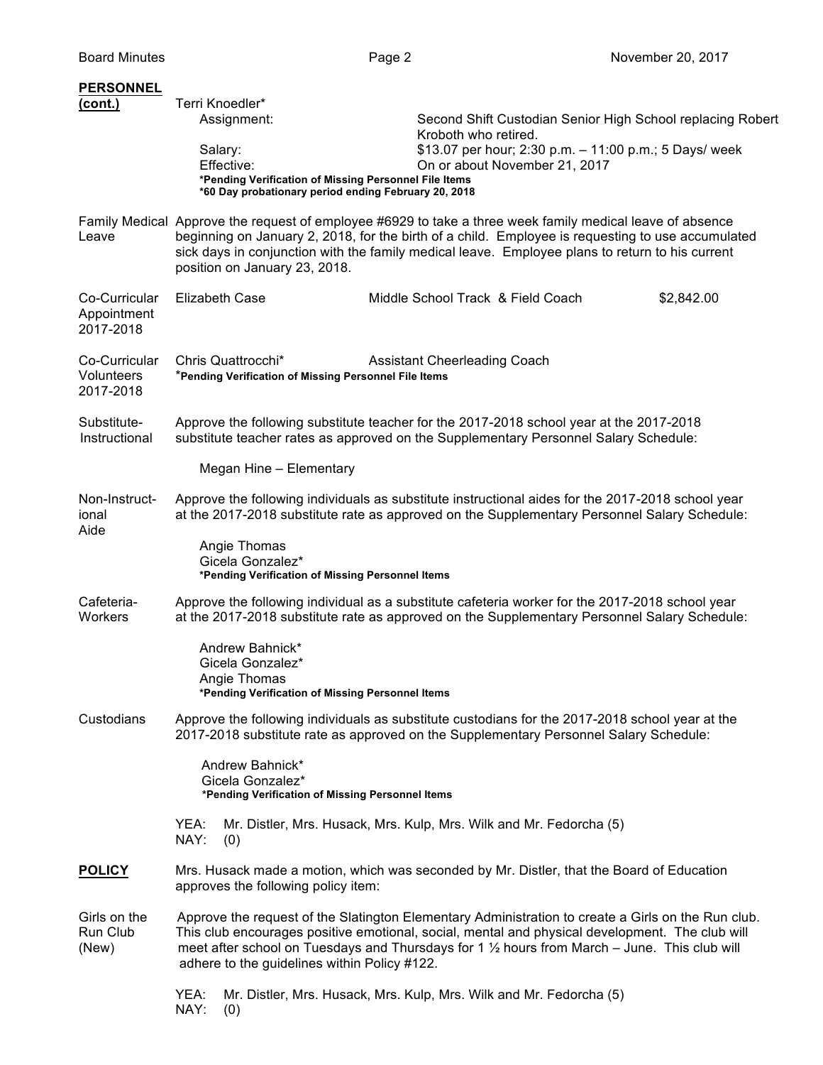**PERSONNEL (cont.)**

Terri Knoedler*

Assignment: Second Shift Custodian Senior High School replacing Robert Kroboth who retired.

Salary: $13.07 per hour; 2:30 p.m. – 11:00 p.m.; 5 Days/ week

Effective: On or about November 21, 2017

**\*Pending Verification of Missing Personnel File Items**

**\*60 Day probationary period ending February 20, 2018**

**Family Medical Leave**

Approve the request of employee #6929 to take a three week family medical leave of absence beginning on January 2, 2018, for the birth of a child. Employee is requesting to use accumulated sick days in conjunction with the family medical leave. Employee plans to return to his current position on January 23, 2018.

**Co-Curricular Appointment 2017-2018**

| Elizabeth Case | Middle School Track & Field Coach | $2,842.00 |
|---|---|---|

**Co-Curricular Volunteers 2017-2018**

Chris Quattrocchi* Assistant Cheerleading Coach

**\*Pending Verification of Missing Personnel File Items**

**Substitute-Instructional**

Approve the following substitute teacher for the 2017-2018 school year at the 2017-2018 substitute teacher rates as approved on the Supplementary Personnel Salary Schedule:

Megan Hine – Elementary

**Non-Instructional Aide**

Approve the following individuals as substitute instructional aides for the 2017-2018 school year at the 2017-2018 substitute rate as approved on the Supplementary Personnel Salary Schedule:

Angie Thomas
Gicela Gonzalez*

**\*Pending Verification of Missing Personnel Items**

**Cafeteria-Workers**

Approve the following individual as a substitute cafeteria worker for the 2017-2018 school year at the 2017-2018 substitute rate as approved on the Supplementary Personnel Salary Schedule:

Andrew Bahnick*
Gicela Gonzalez*
Angie Thomas

**\*Pending Verification of Missing Personnel Items**

**Custodians**

Approve the following individuals as substitute custodians for the 2017-2018 school year at the 2017-2018 substitute rate as approved on the Supplementary Personnel Salary Schedule:

Andrew Bahnick*
Gicela Gonzalez*

**\*Pending Verification of Missing Personnel Items**

YEA: Mr. Distler, Mrs. Husack, Mrs. Kulp, Mrs. Wilk and Mr. Fedorcha (5)
NAY: (0)

**POLICY**

Mrs. Husack made a motion, which was seconded by Mr. Distler, that the Board of Education approves the following policy item:

**Girls on the Run Club (New)**

Approve the request of the Slatington Elementary Administration to create a Girls on the Run club. This club encourages positive emotional, social, mental and physical development. The club will meet after school on Tuesdays and Thursdays for 1 ½ hours from March – June. This club will adhere to the guidelines within Policy #122.

YEA: Mr. Distler, Mrs. Husack, Mrs. Kulp, Mrs. Wilk and Mr. Fedorcha (5)
NAY: (0)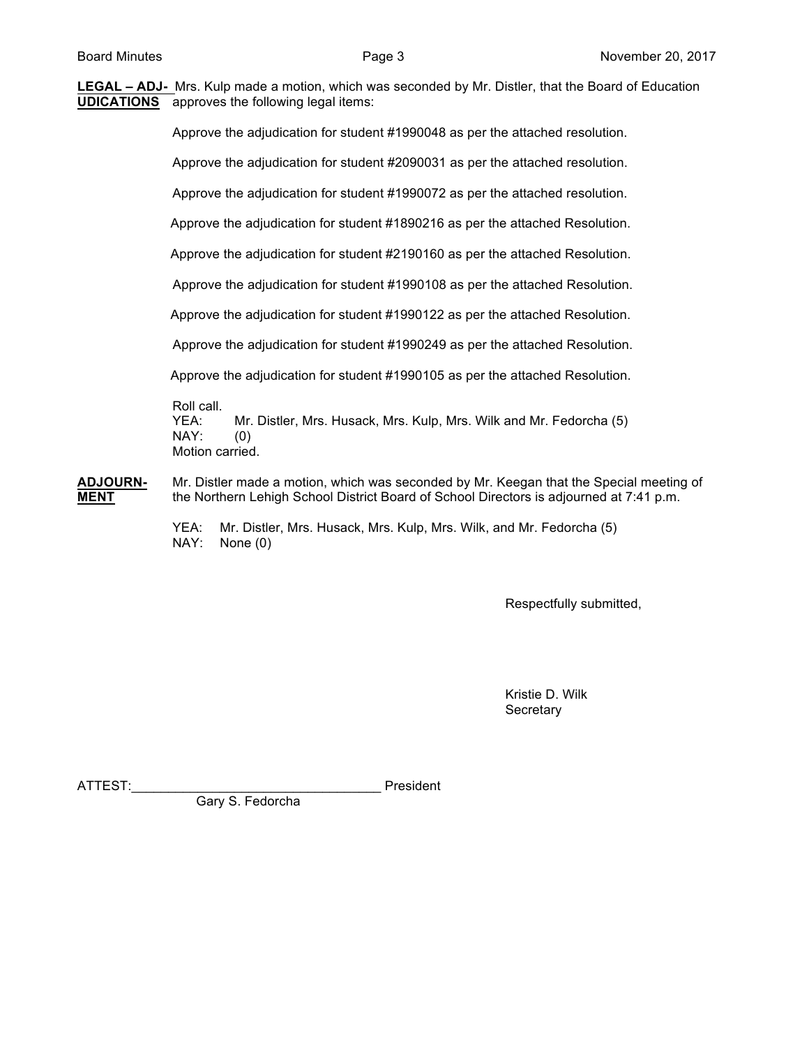**LEGAL – ADJUDICATIONS** Mrs. Kulp made a motion, which was seconded by Mr. Distler, that the Board of Education approves the following legal items:

Approve the adjudication for student #1990048 as per the attached resolution.

Approve the adjudication for student #2090031 as per the attached resolution.

Approve the adjudication for student #1990072 as per the attached resolution.

Approve the adjudication for student #1890216 as per the attached Resolution.

Approve the adjudication for student #2190160 as per the attached Resolution.

Approve the adjudication for student #1990108 as per the attached Resolution.

Approve the adjudication for student #1990122 as per the attached Resolution.

Approve the adjudication for student #1990249 as per the attached Resolution.

Approve the adjudication for student #1990105 as per the attached Resolution.

Roll call.
YEA: Mr. Distler, Mrs. Husack, Mrs. Kulp, Mrs. Wilk and Mr. Fedorcha (5)
NAY: (0)
Motion carried.

**ADJOURNMENT** Mr. Distler made a motion, which was seconded by Mr. Keegan that the Special meeting of the Northern Lehigh School District Board of School Directors is adjourned at 7:41 p.m.

YEA: Mr. Distler, Mrs. Husack, Mrs. Kulp, Mrs. Wilk, and Mr. Fedorcha (5)
NAY: None (0)

Respectfully submitted,

Kristie D. Wilk
Secretary

ATTEST:__________________________________ President
Gary S. Fedorcha